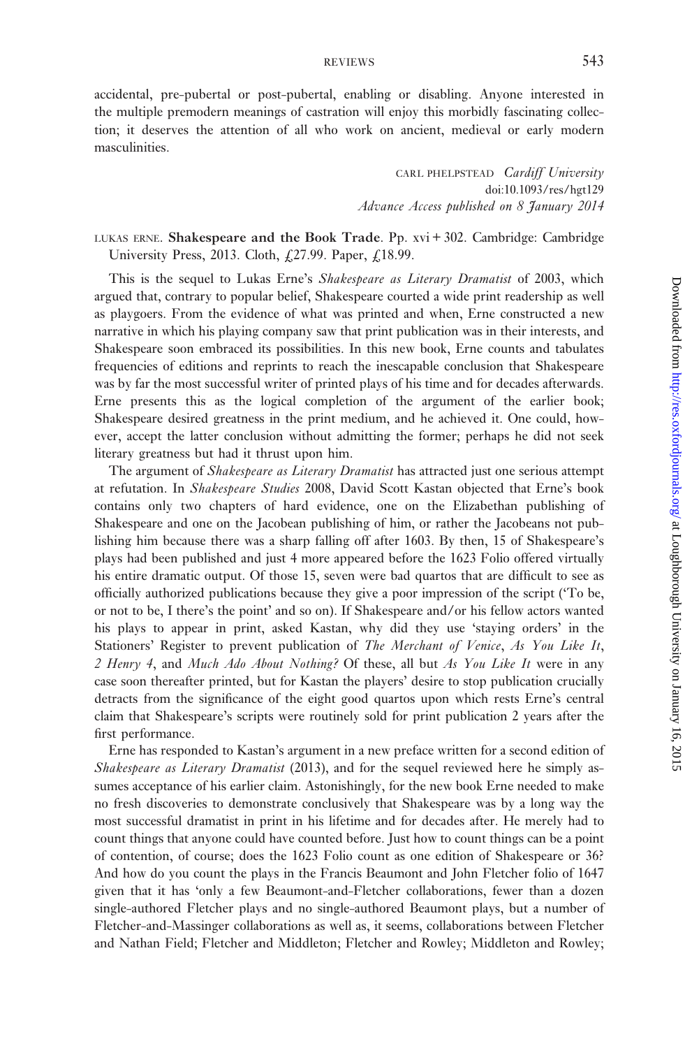accidental, pre-pubertal or post-pubertal, enabling or disabling. Anyone interested in the multiple premodern meanings of castration will enjoy this morbidly fascinating collection; it deserves the attention of all who work on ancient, medieval or early modern masculinities.

CARL PHELPSTEAD *Cardiff University*
doi:10.1093/res/hgt129
*Advance Access published on 8 January 2014*

LUKAS ERNE. **Shakespeare and the Book Trade**. Pp. xvi + 302. Cambridge: Cambridge University Press, 2013. Cloth, £27.99. Paper, £18.99.

This is the sequel to Lukas Erne's *Shakespeare as Literary Dramatist* of 2003, which argued that, contrary to popular belief, Shakespeare courted a wide print readership as well as playgoers. From the evidence of what was printed and when, Erne constructed a new narrative in which his playing company saw that print publication was in their interests, and Shakespeare soon embraced its possibilities. In this new book, Erne counts and tabulates frequencies of editions and reprints to reach the inescapable conclusion that Shakespeare was by far the most successful writer of printed plays of his time and for decades afterwards. Erne presents this as the logical completion of the argument of the earlier book; Shakespeare desired greatness in the print medium, and he achieved it. One could, however, accept the latter conclusion without admitting the former; perhaps he did not seek literary greatness but had it thrust upon him.

The argument of *Shakespeare as Literary Dramatist* has attracted just one serious attempt at refutation. In *Shakespeare Studies* 2008, David Scott Kastan objected that Erne's book contains only two chapters of hard evidence, one on the Elizabethan publishing of Shakespeare and one on the Jacobean publishing of him, or rather the Jacobeans not publishing him because there was a sharp falling off after 1603. By then, 15 of Shakespeare's plays had been published and just 4 more appeared before the 1623 Folio offered virtually his entire dramatic output. Of those 15, seven were bad quartos that are difficult to see as officially authorized publications because they give a poor impression of the script ('To be, or not to be, I there's the point' and so on). If Shakespeare and/or his fellow actors wanted his plays to appear in print, asked Kastan, why did they use 'staying orders' in the Stationers' Register to prevent publication of *The Merchant of Venice*, *As You Like It*, *2 Henry 4*, and *Much Ado About Nothing?* Of these, all but *As You Like It* were in any case soon thereafter printed, but for Kastan the players' desire to stop publication crucially detracts from the significance of the eight good quartos upon which rests Erne's central claim that Shakespeare's scripts were routinely sold for print publication 2 years after the first performance.

Erne has responded to Kastan's argument in a new preface written for a second edition of *Shakespeare as Literary Dramatist* (2013), and for the sequel reviewed here he simply assumes acceptance of his earlier claim. Astonishingly, for the new book Erne needed to make no fresh discoveries to demonstrate conclusively that Shakespeare was by a long way the most successful dramatist in print in his lifetime and for decades after. He merely had to count things that anyone could have counted before. Just how to count things can be a point of contention, of course; does the 1623 Folio count as one edition of Shakespeare or 36? And how do you count the plays in the Francis Beaumont and John Fletcher folio of 1647 given that it has 'only a few Beaumont-and-Fletcher collaborations, fewer than a dozen single-authored Fletcher plays and no single-authored Beaumont plays, but a number of Fletcher-and-Massinger collaborations as well as, it seems, collaborations between Fletcher and Nathan Field; Fletcher and Middleton; Fletcher and Rowley; Middleton and Rowley;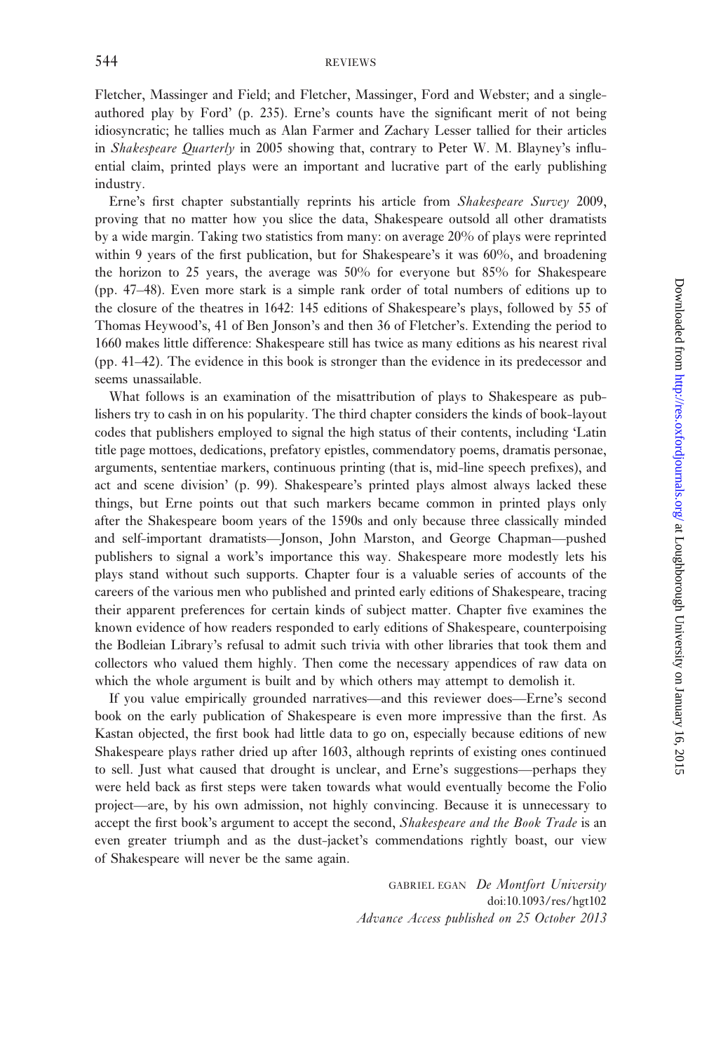Fletcher, Massinger and Field; and Fletcher, Massinger, Ford and Webster; and a single-authored play by Ford' (p. 235). Erne's counts have the significant merit of not being idiosyncratic; he tallies much as Alan Farmer and Zachary Lesser tallied for their articles in *Shakespeare Quarterly* in 2005 showing that, contrary to Peter W. M. Blayney's influential claim, printed plays were an important and lucrative part of the early publishing industry.

Erne's first chapter substantially reprints his article from *Shakespeare Survey* 2009, proving that no matter how you slice the data, Shakespeare outsold all other dramatists by a wide margin. Taking two statistics from many: on average 20% of plays were reprinted within 9 years of the first publication, but for Shakespeare's it was 60%, and broadening the horizon to 25 years, the average was 50% for everyone but 85% for Shakespeare (pp. 47–48). Even more stark is a simple rank order of total numbers of editions up to the closure of the theatres in 1642: 145 editions of Shakespeare's plays, followed by 55 of Thomas Heywood's, 41 of Ben Jonson's and then 36 of Fletcher's. Extending the period to 1660 makes little difference: Shakespeare still has twice as many editions as his nearest rival (pp. 41–42). The evidence in this book is stronger than the evidence in its predecessor and seems unassailable.

What follows is an examination of the misattribution of plays to Shakespeare as publishers try to cash in on his popularity. The third chapter considers the kinds of book-layout codes that publishers employed to signal the high status of their contents, including 'Latin title page mottoes, dedications, prefatory epistles, commendatory poems, dramatis personae, arguments, sententiae markers, continuous printing (that is, mid-line speech prefixes), and act and scene division' (p. 99). Shakespeare's printed plays almost always lacked these things, but Erne points out that such markers became common in printed plays only after the Shakespeare boom years of the 1590s and only because three classically minded and self-important dramatists—Jonson, John Marston, and George Chapman—pushed publishers to signal a work's importance this way. Shakespeare more modestly lets his plays stand without such supports. Chapter four is a valuable series of accounts of the careers of the various men who published and printed early editions of Shakespeare, tracing their apparent preferences for certain kinds of subject matter. Chapter five examines the known evidence of how readers responded to early editions of Shakespeare, counterpoising the Bodleian Library's refusal to admit such trivia with other libraries that took them and collectors who valued them highly. Then come the necessary appendices of raw data on which the whole argument is built and by which others may attempt to demolish it.

If you value empirically grounded narratives—and this reviewer does—Erne's second book on the early publication of Shakespeare is even more impressive than the first. As Kastan objected, the first book had little data to go on, especially because editions of new Shakespeare plays rather dried up after 1603, although reprints of existing ones continued to sell. Just what caused that drought is unclear, and Erne's suggestions—perhaps they were held back as first steps were taken towards what would eventually become the Folio project—are, by his own admission, not highly convincing. Because it is unnecessary to accept the first book's argument to accept the second, *Shakespeare and the Book Trade* is an even greater triumph and as the dust-jacket's commendations rightly boast, our view of Shakespeare will never be the same again.

GABRIEL EGAN *De Montfort University*
doi:10.1093/res/hgt102
*Advance Access published on 25 October 2013*